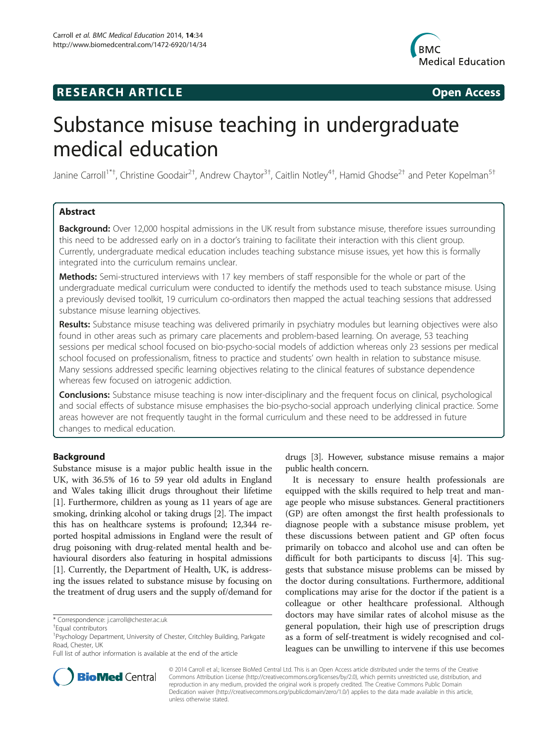**RESEARCH ARTICLE** **Open Access**

# Substance misuse teaching in undergraduate medical education

Janine Carroll[1*†], Christine Goodair[2†], Andrew Chaytor[3†], Caitlin Notley[4†], Hamid Ghodse[2†] and Peter Kopelman[5†]

## Abstract

**Background:** Over 12,000 hospital admissions in the UK result from substance misuse, therefore issues surrounding this need to be addressed early on in a doctor's training to facilitate their interaction with this client group. Currently, undergraduate medical education includes teaching substance misuse issues, yet how this is formally integrated into the curriculum remains unclear.

**Methods:** Semi-structured interviews with 17 key members of staff responsible for the whole or part of the undergraduate medical curriculum were conducted to identify the methods used to teach substance misuse. Using a previously devised toolkit, 19 curriculum co-ordinators then mapped the actual teaching sessions that addressed substance misuse learning objectives.

**Results:** Substance misuse teaching was delivered primarily in psychiatry modules but learning objectives were also found in other areas such as primary care placements and problem-based learning. On average, 53 teaching sessions per medical school focused on bio-psycho-social models of addiction whereas only 23 sessions per medical school focused on professionalism, fitness to practice and students' own health in relation to substance misuse. Many sessions addressed specific learning objectives relating to the clinical features of substance dependence whereas few focused on iatrogenic addiction.

**Conclusions:** Substance misuse teaching is now inter-disciplinary and the frequent focus on clinical, psychological and social effects of substance misuse emphasises the bio-psycho-social approach underlying clinical practice. Some areas however are not frequently taught in the formal curriculum and these need to be addressed in future changes to medical education.

## Background

Substance misuse is a major public health issue in the UK, with 36.5% of 16 to 59 year old adults in England and Wales taking illicit drugs throughout their lifetime [1]. Furthermore, children as young as 11 years of age are smoking, drinking alcohol or taking drugs [2]. The impact this has on healthcare systems is profound; 12,344 reported hospital admissions in England were the result of drug poisoning with drug-related mental health and behavioural disorders also featuring in hospital admissions [1]. Currently, the Department of Health, UK, is addressing the issues related to substance misuse by focusing on the treatment of drug users and the supply of/demand for drugs [3]. However, substance misuse remains a major public health concern.

It is necessary to ensure health professionals are equipped with the skills required to help treat and manage people who misuse substances. General practitioners (GP) are often amongst the first health professionals to diagnose people with a substance misuse problem, yet these discussions between patient and GP often focus primarily on tobacco and alcohol use and can often be difficult for both participants to discuss [4]. This suggests that substance misuse problems can be missed by the doctor during consultations. Furthermore, additional complications may arise for the doctor if the patient is a colleague or other healthcare professional. Although doctors may have similar rates of alcohol misuse as the general population, their high use of prescription drugs as a form of self-treatment is widely recognised and colleagues can be unwilling to intervene if this use becomes

\* Correspondence: j.carroll@chester.ac.uk
†Equal contributors
[1]Psychology Department, University of Chester, Critchley Building, Parkgate Road, Chester, UK
Full list of author information is available at the end of the article

© 2014 Carroll et al.; licensee BioMed Central Ltd. This is an Open Access article distributed under the terms of the Creative Commons Attribution License (http://creativecommons.org/licenses/by/2.0), which permits unrestricted use, distribution, and reproduction in any medium, provided the original work is properly credited. The Creative Commons Public Domain Dedication waiver (http://creativecommons.org/publicdomain/zero/1.0/) applies to the data made available in this article, unless otherwise stated.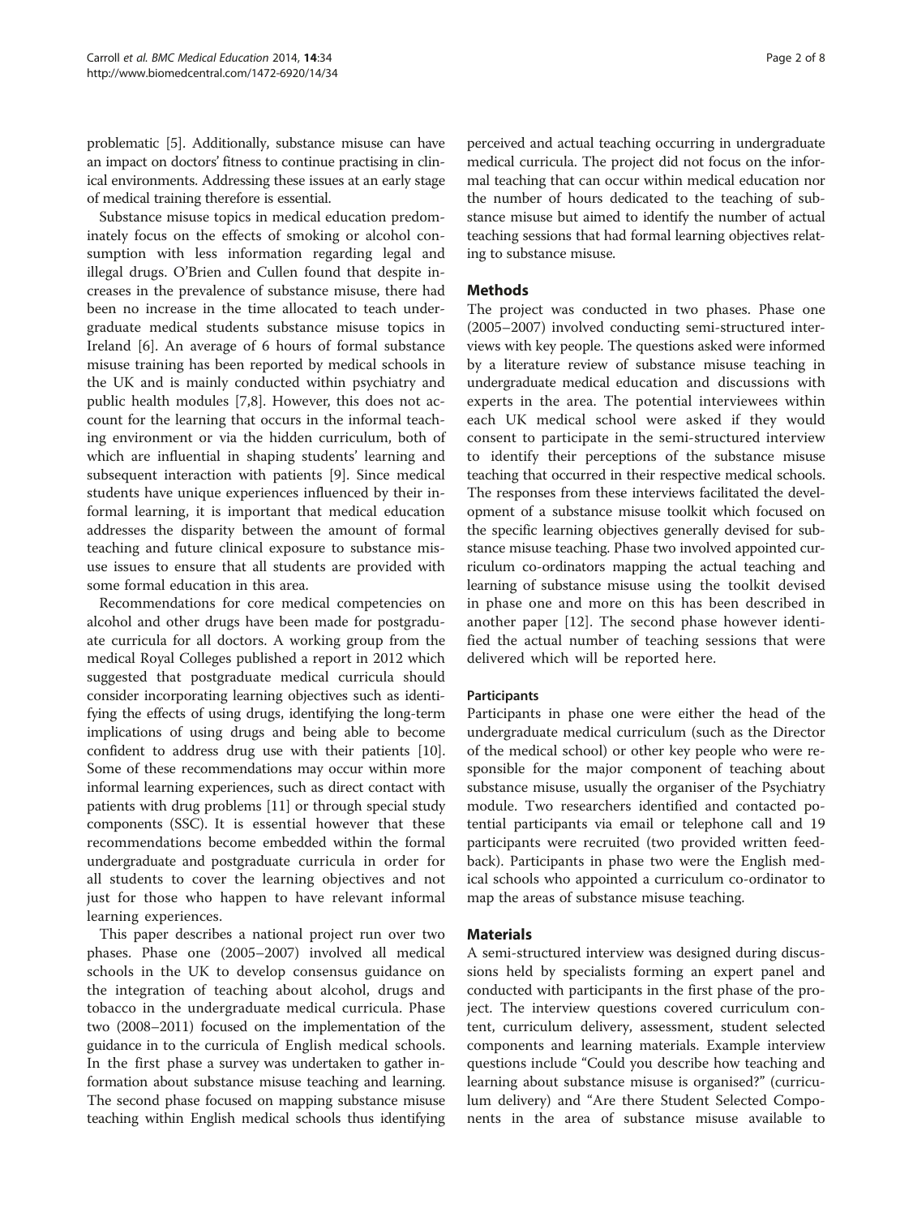problematic [5]. Additionally, substance misuse can have an impact on doctors' fitness to continue practising in clinical environments. Addressing these issues at an early stage of medical training therefore is essential.

Substance misuse topics in medical education predominately focus on the effects of smoking or alcohol consumption with less information regarding legal and illegal drugs. O'Brien and Cullen found that despite increases in the prevalence of substance misuse, there had been no increase in the time allocated to teach undergraduate medical students substance misuse topics in Ireland [6]. An average of 6 hours of formal substance misuse training has been reported by medical schools in the UK and is mainly conducted within psychiatry and public health modules [7,8]. However, this does not account for the learning that occurs in the informal teaching environment or via the hidden curriculum, both of which are influential in shaping students' learning and subsequent interaction with patients [9]. Since medical students have unique experiences influenced by their informal learning, it is important that medical education addresses the disparity between the amount of formal teaching and future clinical exposure to substance misuse issues to ensure that all students are provided with some formal education in this area.

Recommendations for core medical competencies on alcohol and other drugs have been made for postgraduate curricula for all doctors. A working group from the medical Royal Colleges published a report in 2012 which suggested that postgraduate medical curricula should consider incorporating learning objectives such as identifying the effects of using drugs, identifying the long-term implications of using drugs and being able to become confident to address drug use with their patients [10]. Some of these recommendations may occur within more informal learning experiences, such as direct contact with patients with drug problems [11] or through special study components (SSC). It is essential however that these recommendations become embedded within the formal undergraduate and postgraduate curricula in order for all students to cover the learning objectives and not just for those who happen to have relevant informal learning experiences.

This paper describes a national project run over two phases. Phase one (2005–2007) involved all medical schools in the UK to develop consensus guidance on the integration of teaching about alcohol, drugs and tobacco in the undergraduate medical curricula. Phase two (2008–2011) focused on the implementation of the guidance in to the curricula of English medical schools. In the first phase a survey was undertaken to gather information about substance misuse teaching and learning. The second phase focused on mapping substance misuse teaching within English medical schools thus identifying perceived and actual teaching occurring in undergraduate medical curricula. The project did not focus on the informal teaching that can occur within medical education nor the number of hours dedicated to the teaching of substance misuse but aimed to identify the number of actual teaching sessions that had formal learning objectives relating to substance misuse.

## Methods

The project was conducted in two phases. Phase one (2005–2007) involved conducting semi-structured interviews with key people. The questions asked were informed by a literature review of substance misuse teaching in undergraduate medical education and discussions with experts in the area. The potential interviewees within each UK medical school were asked if they would consent to participate in the semi-structured interview to identify their perceptions of the substance misuse teaching that occurred in their respective medical schools. The responses from these interviews facilitated the development of a substance misuse toolkit which focused on the specific learning objectives generally devised for substance misuse teaching. Phase two involved appointed curriculum co-ordinators mapping the actual teaching and learning of substance misuse using the toolkit devised in phase one and more on this has been described in another paper [12]. The second phase however identified the actual number of teaching sessions that were delivered which will be reported here.

### Participants

Participants in phase one were either the head of the undergraduate medical curriculum (such as the Director of the medical school) or other key people who were responsible for the major component of teaching about substance misuse, usually the organiser of the Psychiatry module. Two researchers identified and contacted potential participants via email or telephone call and 19 participants were recruited (two provided written feedback). Participants in phase two were the English medical schools who appointed a curriculum co-ordinator to map the areas of substance misuse teaching.

### Materials

A semi-structured interview was designed during discussions held by specialists forming an expert panel and conducted with participants in the first phase of the project. The interview questions covered curriculum content, curriculum delivery, assessment, student selected components and learning materials. Example interview questions include "Could you describe how teaching and learning about substance misuse is organised?" (curriculum delivery) and "Are there Student Selected Components in the area of substance misuse available to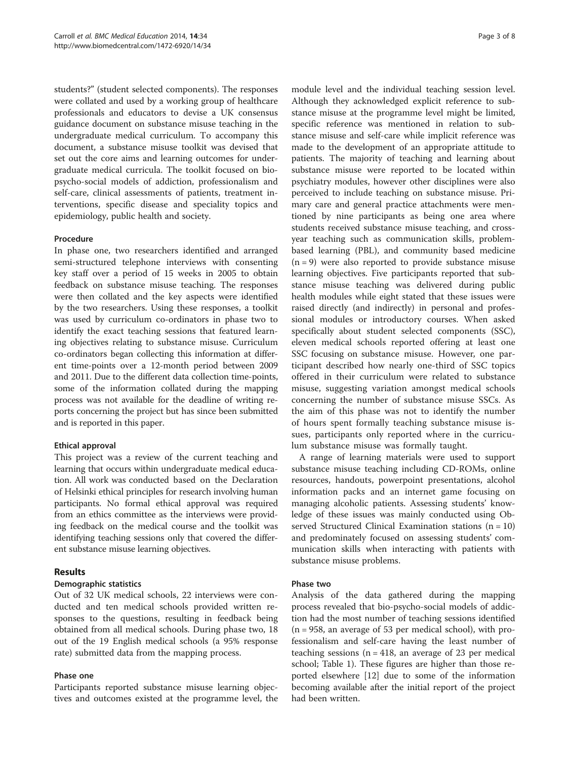students?" (student selected components). The responses were collated and used by a working group of healthcare professionals and educators to devise a UK consensus guidance document on substance misuse teaching in the undergraduate medical curriculum. To accompany this document, a substance misuse toolkit was devised that set out the core aims and learning outcomes for undergraduate medical curricula. The toolkit focused on bio-psycho-social models of addiction, professionalism and self-care, clinical assessments of patients, treatment interventions, specific disease and speciality topics and epidemiology, public health and society.

### Procedure

In phase one, two researchers identified and arranged semi-structured telephone interviews with consenting key staff over a period of 15 weeks in 2005 to obtain feedback on substance misuse teaching. The responses were then collated and the key aspects were identified by the two researchers. Using these responses, a toolkit was used by curriculum co-ordinators in phase two to identify the exact teaching sessions that featured learning objectives relating to substance misuse. Curriculum co-ordinators began collecting this information at different time-points over a 12-month period between 2009 and 2011. Due to the different data collection time-points, some of the information collated during the mapping process was not available for the deadline of writing reports concerning the project but has since been submitted and is reported in this paper.

### Ethical approval

This project was a review of the current teaching and learning that occurs within undergraduate medical education. All work was conducted based on the Declaration of Helsinki ethical principles for research involving human participants. No formal ethical approval was required from an ethics committee as the interviews were providing feedback on the medical course and the toolkit was identifying teaching sessions only that covered the different substance misuse learning objectives.

## Results

### Demographic statistics

Out of 32 UK medical schools, 22 interviews were conducted and ten medical schools provided written responses to the questions, resulting in feedback being obtained from all medical schools. During phase two, 18 out of the 19 English medical schools (a 95% response rate) submitted data from the mapping process.

### Phase one

Participants reported substance misuse learning objectives and outcomes existed at the programme level, the module level and the individual teaching session level. Although they acknowledged explicit reference to substance misuse at the programme level might be limited, specific reference was mentioned in relation to substance misuse and self-care while implicit reference was made to the development of an appropriate attitude to patients. The majority of teaching and learning about substance misuse were reported to be located within psychiatry modules, however other disciplines were also perceived to include teaching on substance misuse. Primary care and general practice attachments were mentioned by nine participants as being one area where students received substance misuse teaching, and cross-year teaching such as communication skills, problem-based learning (PBL), and community based medicine (n = 9) were also reported to provide substance misuse learning objectives. Five participants reported that substance misuse teaching was delivered during public health modules while eight stated that these issues were raised directly (and indirectly) in personal and professional modules or introductory courses. When asked specifically about student selected components (SSC), eleven medical schools reported offering at least one SSC focusing on substance misuse. However, one participant described how nearly one-third of SSC topics offered in their curriculum were related to substance misuse, suggesting variation amongst medical schools concerning the number of substance misuse SSCs. As the aim of this phase was not to identify the number of hours spent formally teaching substance misuse issues, participants only reported where in the curriculum substance misuse was formally taught.

A range of learning materials were used to support substance misuse teaching including CD-ROMs, online resources, handouts, powerpoint presentations, alcohol information packs and an internet game focusing on managing alcoholic patients. Assessing students' knowledge of these issues was mainly conducted using Observed Structured Clinical Examination stations (n = 10) and predominately focused on assessing students' communication skills when interacting with patients with substance misuse problems.

### Phase two

Analysis of the data gathered during the mapping process revealed that bio-psycho-social models of addiction had the most number of teaching sessions identified (n = 958, an average of 53 per medical school), with professionalism and self-care having the least number of teaching sessions (n = 418, an average of 23 per medical school; Table 1). These figures are higher than those reported elsewhere [12] due to some of the information becoming available after the initial report of the project had been written.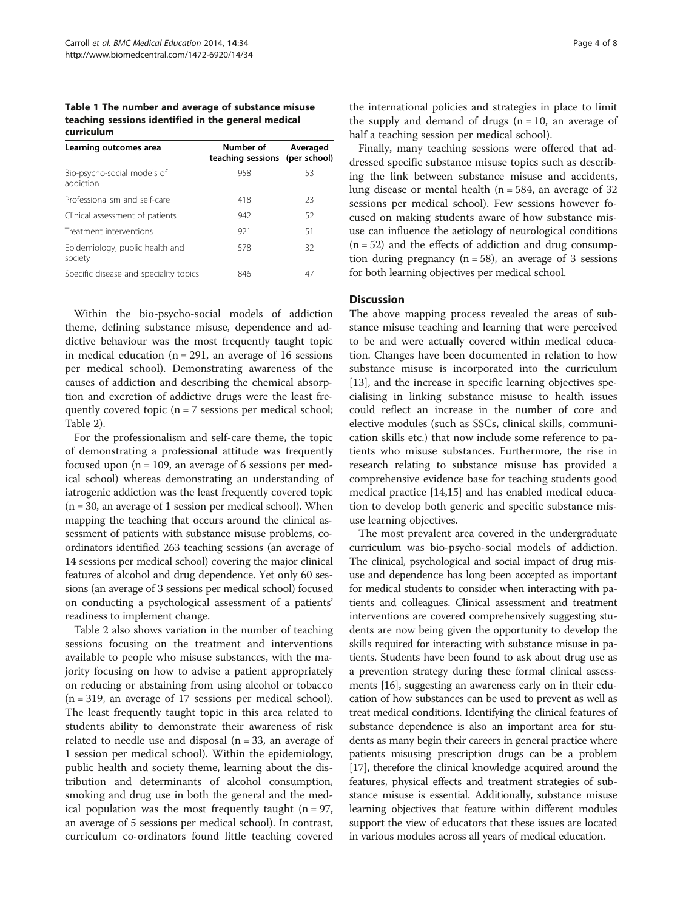**Table 1 The number and average of substance misuse teaching sessions identified in the general medical curriculum**

| Learning outcomes area | Number of teaching sessions | Averaged (per school) |
| --- | --- | --- |
| Bio-psycho-social models of addiction | 958 | 53 |
| Professionalism and self-care | 418 | 23 |
| Clinical assessment of patients | 942 | 52 |
| Treatment interventions | 921 | 51 |
| Epidemiology, public health and society | 578 | 32 |
| Specific disease and speciality topics | 846 | 47 |

Within the bio-psycho-social models of addiction theme, defining substance misuse, dependence and addictive behaviour was the most frequently taught topic in medical education (n = 291, an average of 16 sessions per medical school). Demonstrating awareness of the causes of addiction and describing the chemical absorption and excretion of addictive drugs were the least frequently covered topic (n = 7 sessions per medical school; Table 2).

For the professionalism and self-care theme, the topic of demonstrating a professional attitude was frequently focused upon (n = 109, an average of 6 sessions per medical school) whereas demonstrating an understanding of iatrogenic addiction was the least frequently covered topic (n = 30, an average of 1 session per medical school). When mapping the teaching that occurs around the clinical assessment of patients with substance misuse problems, co-ordinators identified 263 teaching sessions (an average of 14 sessions per medical school) covering the major clinical features of alcohol and drug dependence. Yet only 60 sessions (an average of 3 sessions per medical school) focused on conducting a psychological assessment of a patients' readiness to implement change.

Table 2 also shows variation in the number of teaching sessions focusing on the treatment and interventions available to people who misuse substances, with the majority focusing on how to advise a patient appropriately on reducing or abstaining from using alcohol or tobacco (n = 319, an average of 17 sessions per medical school). The least frequently taught topic in this area related to students ability to demonstrate their awareness of risk related to needle use and disposal (n = 33, an average of 1 session per medical school). Within the epidemiology, public health and society theme, learning about the distribution and determinants of alcohol consumption, smoking and drug use in both the general and the medical population was the most frequently taught (n = 97, an average of 5 sessions per medical school). In contrast, curriculum co-ordinators found little teaching covered the international policies and strategies in place to limit the supply and demand of drugs (n = 10, an average of half a teaching session per medical school).

Finally, many teaching sessions were offered that addressed specific substance misuse topics such as describing the link between substance misuse and accidents, lung disease or mental health (n = 584, an average of 32 sessions per medical school). Few sessions however focused on making students aware of how substance misuse can influence the aetiology of neurological conditions (n = 52) and the effects of addiction and drug consumption during pregnancy (n = 58), an average of 3 sessions for both learning objectives per medical school.

## Discussion

The above mapping process revealed the areas of substance misuse teaching and learning that were perceived to be and were actually covered within medical education. Changes have been documented in relation to how substance misuse is incorporated into the curriculum [13], and the increase in specific learning objectives specialising in linking substance misuse to health issues could reflect an increase in the number of core and elective modules (such as SSCs, clinical skills, communication skills etc.) that now include some reference to patients who misuse substances. Furthermore, the rise in research relating to substance misuse has provided a comprehensive evidence base for teaching students good medical practice [14,15] and has enabled medical education to develop both generic and specific substance misuse learning objectives.

The most prevalent area covered in the undergraduate curriculum was bio-psycho-social models of addiction. The clinical, psychological and social impact of drug misuse and dependence has long been accepted as important for medical students to consider when interacting with patients and colleagues. Clinical assessment and treatment interventions are covered comprehensively suggesting students are now being given the opportunity to develop the skills required for interacting with substance misuse in patients. Students have been found to ask about drug use as a prevention strategy during these formal clinical assessments [16], suggesting an awareness early on in their education of how substances can be used to prevent as well as treat medical conditions. Identifying the clinical features of substance dependence is also an important area for students as many begin their careers in general practice where patients misusing prescription drugs can be a problem [17], therefore the clinical knowledge acquired around the features, physical effects and treatment strategies of substance misuse is essential. Additionally, substance misuse learning objectives that feature within different modules support the view of educators that these issues are located in various modules across all years of medical education.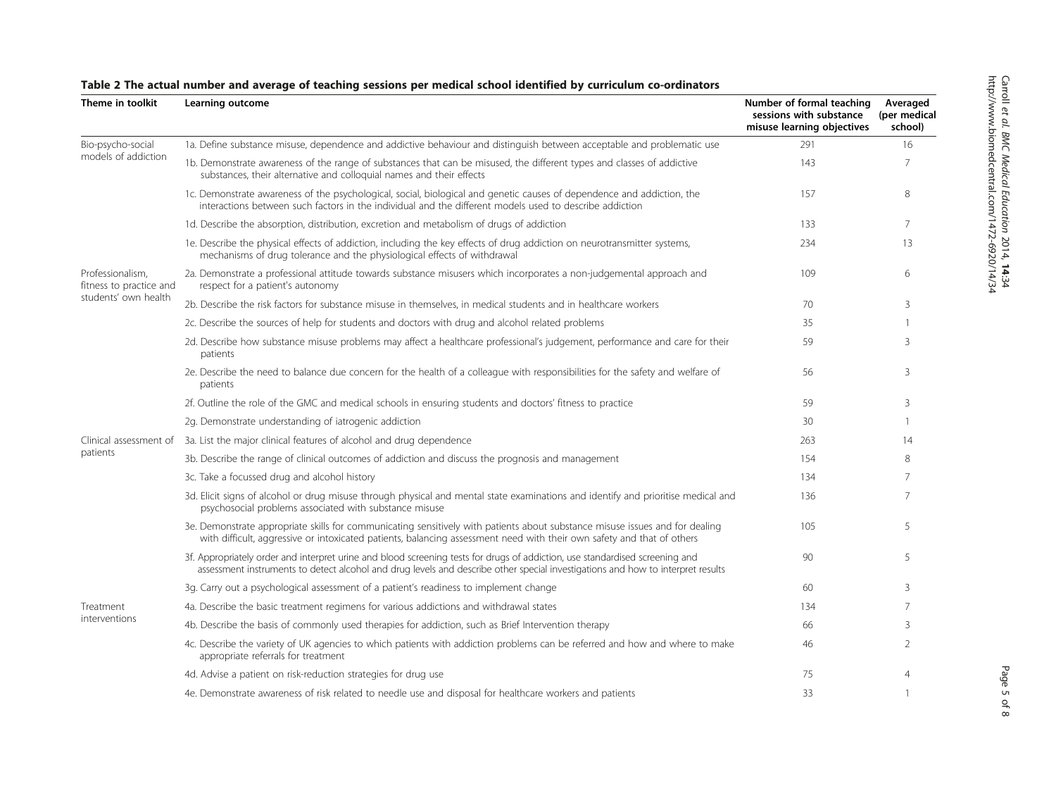**Table 2 The actual number and average of teaching sessions per medical school identified by curriculum co-ordinators**

| Theme in toolkit | Learning outcome | Number of formal teaching sessions with substance misuse learning objectives | Averaged (per medical school) |
|---|---|---|---|
| Bio-psycho-social models of addiction | 1a. Define substance misuse, dependence and addictive behaviour and distinguish between acceptable and problematic use | 291 | 16 |
| | 1b. Demonstrate awareness of the range of substances that can be misused, the different types and classes of addictive substances, their alternative and colloquial names and their effects | 143 | 7 |
| | 1c. Demonstrate awareness of the psychological, social, biological and genetic causes of dependence and addiction, the interactions between such factors in the individual and the different models used to describe addiction | 157 | 8 |
| | 1d. Describe the absorption, distribution, excretion and metabolism of drugs of addiction | 133 | 7 |
| | 1e. Describe the physical effects of addiction, including the key effects of drug addiction on neurotransmitter systems, mechanisms of drug tolerance and the physiological effects of withdrawal | 234 | 13 |
| Professionalism, fitness to practice and students' own health | 2a. Demonstrate a professional attitude towards substance misusers which incorporates a non-judgemental approach and respect for a patient's autonomy | 109 | 6 |
| | 2b. Describe the risk factors for substance misuse in themselves, in medical students and in healthcare workers | 70 | 3 |
| | 2c. Describe the sources of help for students and doctors with drug and alcohol related problems | 35 | 1 |
| | 2d. Describe how substance misuse problems may affect a healthcare professional's judgement, performance and care for their patients | 59 | 3 |
| | 2e. Describe the need to balance due concern for the health of a colleague with responsibilities for the safety and welfare of patients | 56 | 3 |
| | 2f. Outline the role of the GMC and medical schools in ensuring students and doctors' fitness to practice | 59 | 3 |
| | 2g. Demonstrate understanding of iatrogenic addiction | 30 | 1 |
| Clinical assessment of patients | 3a. List the major clinical features of alcohol and drug dependence | 263 | 14 |
| | 3b. Describe the range of clinical outcomes of addiction and discuss the prognosis and management | 154 | 8 |
| | 3c. Take a focussed drug and alcohol history | 134 | 7 |
| | 3d. Elicit signs of alcohol or drug misuse through physical and mental state examinations and identify and prioritise medical and psychosocial problems associated with substance misuse | 136 | 7 |
| | 3e. Demonstrate appropriate skills for communicating sensitively with patients about substance misuse issues and for dealing with difficult, aggressive or intoxicated patients, balancing assessment need with their own safety and that of others | 105 | 5 |
| | 3f. Appropriately order and interpret urine and blood screening tests for drugs of addiction, use standardised screening and assessment instruments to detect alcohol and drug levels and describe other special investigations and how to interpret results | 90 | 5 |
| | 3g. Carry out a psychological assessment of a patient's readiness to implement change | 60 | 3 |
| Treatment interventions | 4a. Describe the basic treatment regimens for various addictions and withdrawal states | 134 | 7 |
| | 4b. Describe the basis of commonly used therapies for addiction, such as Brief Intervention therapy | 66 | 3 |
| | 4c. Describe the variety of UK agencies to which patients with addiction problems can be referred and how and where to make appropriate referrals for treatment | 46 | 2 |
| | 4d. Advise a patient on risk-reduction strategies for drug use | 75 | 4 |
| | 4e. Demonstrate awareness of risk related to needle use and disposal for healthcare workers and patients | 33 | 1 |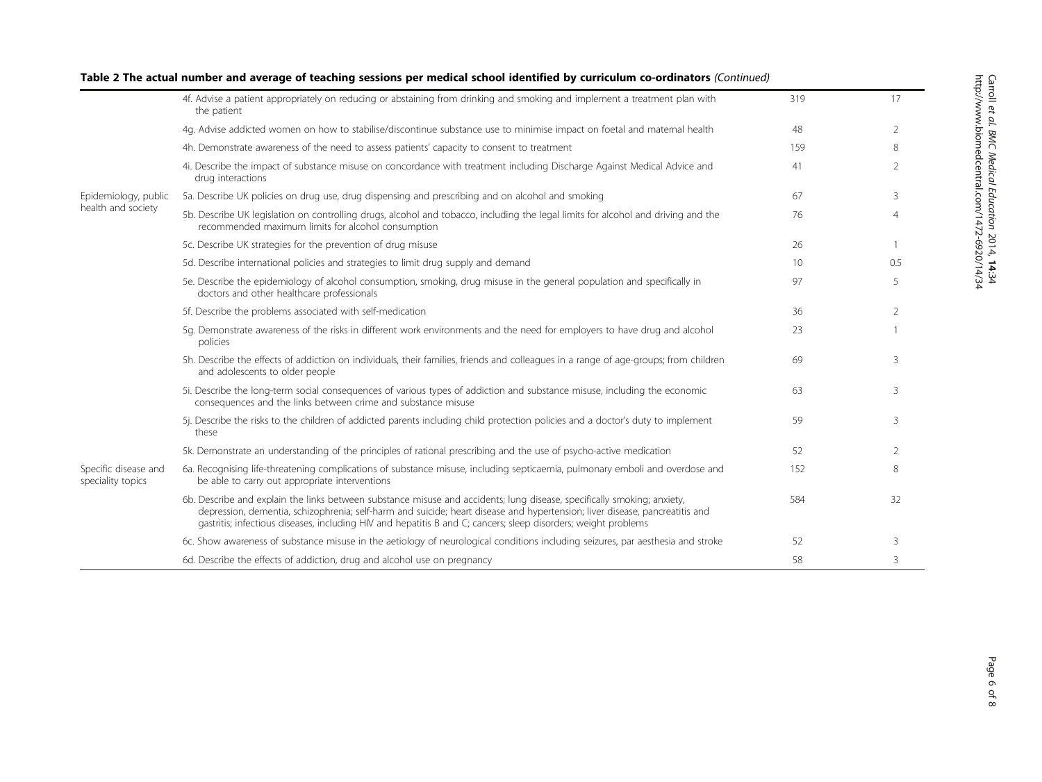**Table 2 The actual number and average of teaching sessions per medical school identified by curriculum co-ordinators** *(Continued)*

| | | | |
|---|---|---|---|
| | 4f. Advise a patient appropriately on reducing or abstaining from drinking and smoking and implement a treatment plan with the patient | 319 | 17 |
| | 4g. Advise addicted women on how to stabilise/discontinue substance use to minimise impact on foetal and maternal health | 48 | 2 |
| | 4h. Demonstrate awareness of the need to assess patients' capacity to consent to treatment | 159 | 8 |
| | 4i. Describe the impact of substance misuse on concordance with treatment including Discharge Against Medical Advice and drug interactions | 41 | 2 |
| Epidemiology, public health and society | 5a. Describe UK policies on drug use, drug dispensing and prescribing and on alcohol and smoking | 67 | 3 |
| | 5b. Describe UK legislation on controlling drugs, alcohol and tobacco, including the legal limits for alcohol and driving and the recommended maximum limits for alcohol consumption | 76 | 4 |
| | 5c. Describe UK strategies for the prevention of drug misuse | 26 | 1 |
| | 5d. Describe international policies and strategies to limit drug supply and demand | 10 | 0.5 |
| | 5e. Describe the epidemiology of alcohol consumption, smoking, drug misuse in the general population and specifically in doctors and other healthcare professionals | 97 | 5 |
| | 5f. Describe the problems associated with self-medication | 36 | 2 |
| | 5g. Demonstrate awareness of the risks in different work environments and the need for employers to have drug and alcohol policies | 23 | 1 |
| | 5h. Describe the effects of addiction on individuals, their families, friends and colleagues in a range of age-groups; from children and adolescents to older people | 69 | 3 |
| | 5i. Describe the long-term social consequences of various types of addiction and substance misuse, including the economic consequences and the links between crime and substance misuse | 63 | 3 |
| | 5j. Describe the risks to the children of addicted parents including child protection policies and a doctor's duty to implement these | 59 | 3 |
| | 5k. Demonstrate an understanding of the principles of rational prescribing and the use of psycho-active medication | 52 | 2 |
| Specific disease and speciality topics | 6a. Recognising life-threatening complications of substance misuse, including septicaemia, pulmonary emboli and overdose and be able to carry out appropriate interventions | 152 | 8 |
| | 6b. Describe and explain the links between substance misuse and accidents; lung disease, specifically smoking; anxiety, depression, dementia, schizophrenia; self-harm and suicide; heart disease and hypertension; liver disease, pancreatitis and gastritis; infectious diseases, including HIV and hepatitis B and C; cancers; sleep disorders; weight problems | 584 | 32 |
| | 6c. Show awareness of substance misuse in the aetiology of neurological conditions including seizures, par aesthesia and stroke | 52 | 3 |
| | 6d. Describe the effects of addiction, drug and alcohol use on pregnancy | 58 | 3 |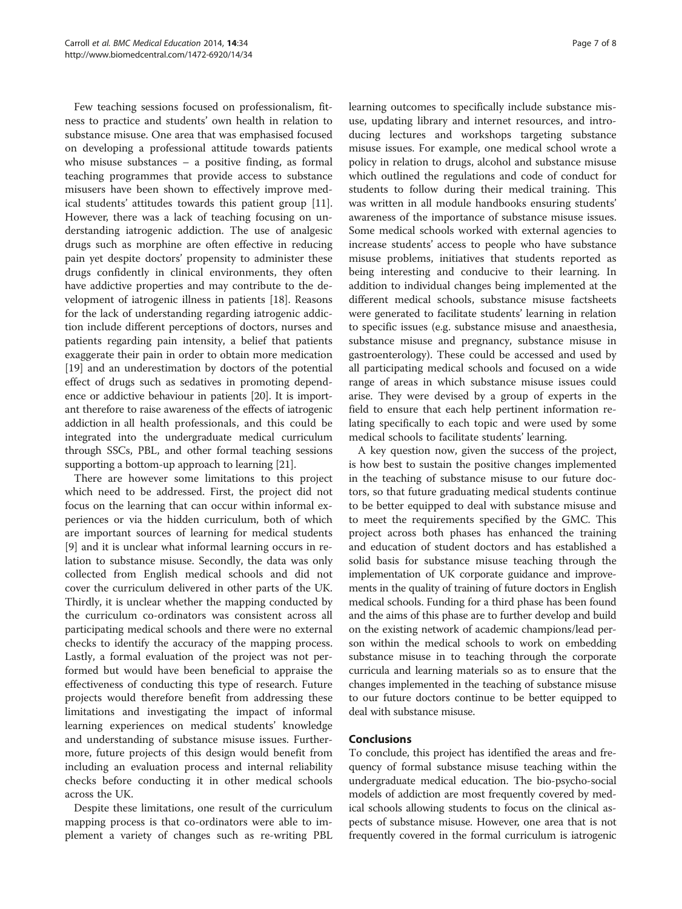Few teaching sessions focused on professionalism, fitness to practice and students' own health in relation to substance misuse. One area that was emphasised focused on developing a professional attitude towards patients who misuse substances – a positive finding, as formal teaching programmes that provide access to substance misusers have been shown to effectively improve medical students' attitudes towards this patient group [11]. However, there was a lack of teaching focusing on understanding iatrogenic addiction. The use of analgesic drugs such as morphine are often effective in reducing pain yet despite doctors' propensity to administer these drugs confidently in clinical environments, they often have addictive properties and may contribute to the development of iatrogenic illness in patients [18]. Reasons for the lack of understanding regarding iatrogenic addiction include different perceptions of doctors, nurses and patients regarding pain intensity, a belief that patients exaggerate their pain in order to obtain more medication [19] and an underestimation by doctors of the potential effect of drugs such as sedatives in promoting dependence or addictive behaviour in patients [20]. It is important therefore to raise awareness of the effects of iatrogenic addiction in all health professionals, and this could be integrated into the undergraduate medical curriculum through SSCs, PBL, and other formal teaching sessions supporting a bottom-up approach to learning [21].

There are however some limitations to this project which need to be addressed. First, the project did not focus on the learning that can occur within informal experiences or via the hidden curriculum, both of which are important sources of learning for medical students [9] and it is unclear what informal learning occurs in relation to substance misuse. Secondly, the data was only collected from English medical schools and did not cover the curriculum delivered in other parts of the UK. Thirdly, it is unclear whether the mapping conducted by the curriculum co-ordinators was consistent across all participating medical schools and there were no external checks to identify the accuracy of the mapping process. Lastly, a formal evaluation of the project was not performed but would have been beneficial to appraise the effectiveness of conducting this type of research. Future projects would therefore benefit from addressing these limitations and investigating the impact of informal learning experiences on medical students' knowledge and understanding of substance misuse issues. Furthermore, future projects of this design would benefit from including an evaluation process and internal reliability checks before conducting it in other medical schools across the UK.

Despite these limitations, one result of the curriculum mapping process is that co-ordinators were able to implement a variety of changes such as re-writing PBL learning outcomes to specifically include substance misuse, updating library and internet resources, and introducing lectures and workshops targeting substance misuse issues. For example, one medical school wrote a policy in relation to drugs, alcohol and substance misuse which outlined the regulations and code of conduct for students to follow during their medical training. This was written in all module handbooks ensuring students' awareness of the importance of substance misuse issues. Some medical schools worked with external agencies to increase students' access to people who have substance misuse problems, initiatives that students reported as being interesting and conducive to their learning. In addition to individual changes being implemented at the different medical schools, substance misuse factsheets were generated to facilitate students' learning in relation to specific issues (e.g. substance misuse and anaesthesia, substance misuse and pregnancy, substance misuse in gastroenterology). These could be accessed and used by all participating medical schools and focused on a wide range of areas in which substance misuse issues could arise. They were devised by a group of experts in the field to ensure that each help pertinent information relating specifically to each topic and were used by some medical schools to facilitate students' learning.

A key question now, given the success of the project, is how best to sustain the positive changes implemented in the teaching of substance misuse to our future doctors, so that future graduating medical students continue to be better equipped to deal with substance misuse and to meet the requirements specified by the GMC. This project across both phases has enhanced the training and education of student doctors and has established a solid basis for substance misuse teaching through the implementation of UK corporate guidance and improvements in the quality of training of future doctors in English medical schools. Funding for a third phase has been found and the aims of this phase are to further develop and build on the existing network of academic champions/lead person within the medical schools to work on embedding substance misuse in to teaching through the corporate curricula and learning materials so as to ensure that the changes implemented in the teaching of substance misuse to our future doctors continue to be better equipped to deal with substance misuse.

## Conclusions

To conclude, this project has identified the areas and frequency of formal substance misuse teaching within the undergraduate medical education. The bio-psycho-social models of addiction are most frequently covered by medical schools allowing students to focus on the clinical aspects of substance misuse. However, one area that is not frequently covered in the formal curriculum is iatrogenic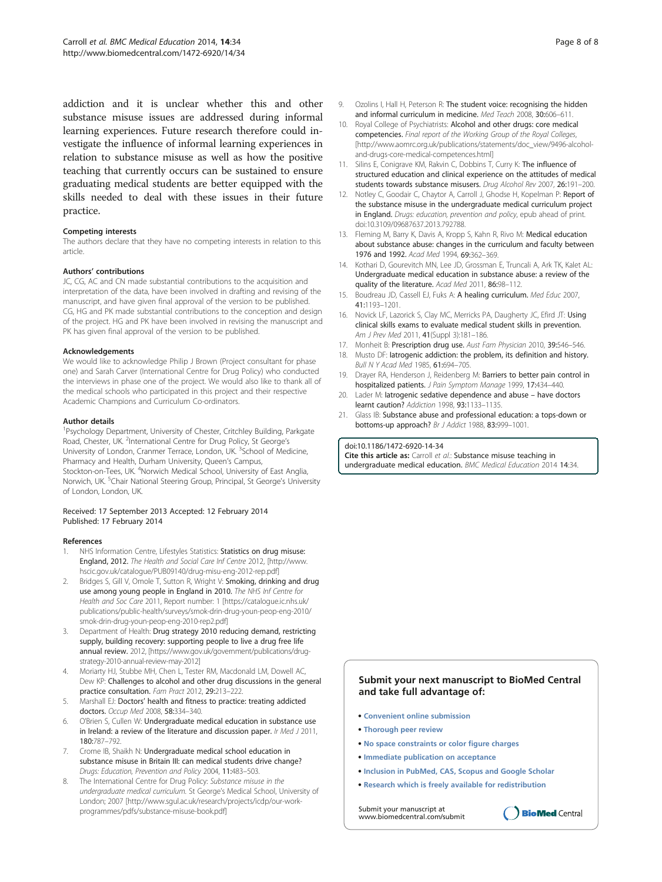addiction and it is unclear whether this and other substance misuse issues are addressed during informal learning experiences. Future research therefore could investigate the influence of informal learning experiences in relation to substance misuse as well as how the positive teaching that currently occurs can be sustained to ensure graduating medical students are better equipped with the skills needed to deal with these issues in their future practice.

#### Competing interests
The authors declare that they have no competing interests in relation to this article.

#### Authors' contributions
JC, CG, AC and CN made substantial contributions to the acquisition and interpretation of the data, have been involved in drafting and revising of the manuscript, and have given final approval of the version to be published. CG, HG and PK made substantial contributions to the conception and design of the project. HG and PK have been involved in revising the manuscript and PK has given final approval of the version to be published.

#### Acknowledgements
We would like to acknowledge Philip J Brown (Project consultant for phase one) and Sarah Carver (International Centre for Drug Policy) who conducted the interviews in phase one of the project. We would also like to thank all of the medical schools who participated in this project and their respective Academic Champions and Curriculum Co-ordinators.

#### Author details
[1]Psychology Department, University of Chester, Critchley Building, Parkgate Road, Chester, UK. [2]International Centre for Drug Policy, St George's University of London, Cranmer Terrace, London, UK. [3]School of Medicine, Pharmacy and Health, Durham University, Queen's Campus, Stockton-on-Tees, UK. [4]Norwich Medical School, University of East Anglia, Norwich, UK. [5]Chair National Steering Group, Principal, St George's University of London, London, UK.

Received: 17 September 2013 Accepted: 12 February 2014
Published: 17 February 2014

#### References
1. NHS Information Centre, Lifestyles Statistics: **Statistics on drug misuse: England, 2012.** *The Health and Social Care Inf Centre* 2012, [http://www.hscic.gov.uk/catalogue/PUB09140/drug-misu-eng-2012-rep.pdf]
2. Bridges S, Gill V, Omole T, Sutton R, Wright V: **Smoking, drinking and drug use among young people in England in 2010.** *The NHS Inf Centre for Health and Soc Care* 2011, Report number: 1 [https://catalogue.ic.nhs.uk/publications/public-health/surveys/smok-drin-drug-youn-peop-eng-2010/smok-drin-drug-youn-peop-eng-2010-rep2.pdf]
3. Department of Health: **Drug strategy 2010 reducing demand, restricting supply, building recovery: supporting people to live a drug free life annual review.** 2012, [https://www.gov.uk/government/publications/drug-strategy-2010-annual-review-may-2012]
4. Moriarty HJ, Stubbe MH, Chen L, Tester RM, Macdonald LM, Dowell AC, Dew KP: **Challenges to alcohol and other drug discussions in the general practice consultation.** *Fam Pract* 2012, **29:**213–222.
5. Marshall EJ: **Doctors' health and fitness to practice: treating addicted doctors.** *Occup Med* 2008, **58:**334–340.
6. O'Brien S, Cullen W: **Undergraduate medical education in substance use in Ireland: a review of the literature and discussion paper.** *Ir Med J* 2011, **180:**787–792.
7. Crome IB, Shaikh N: **Undergraduate medical school education in substance misuse in Britain III: can medical students drive change?** *Drugs: Education, Prevention and Policy* 2004, **11:**483–503.
8. The International Centre for Drug Policy: *Substance misuse in the undergraduate medical curriculum.* St George's Medical School, University of London; 2007 [http://www.sgul.ac.uk/research/projects/icdp/our-work-programmes/pdfs/substance-misuse-book.pdf]
9. Ozolins I, Hall H, Peterson R: **The student voice: recognising the hidden and informal curriculum in medicine.** *Med Teach* 2008, **30:**606–611.
10. Royal College of Psychiatrists: **Alcohol and other drugs: core medical competencies.** *Final report of the Working Group of the Royal Colleges*, [http://www.aomrc.org.uk/publications/statements/doc_view/9496-alcohol-and-drugs-core-medical-competences.html]
11. Silins E, Conigrave KM, Rakvin C, Dobbins T, Curry K: **The influence of structured education and clinical experience on the attitudes of medical students towards substance misusers.** *Drug Alcohol Rev* 2007, **26:**191–200.
12. Notley C, Goodair C, Chaytor A, Carroll J, Ghodse H, Kopelman P: **Report of the substance misuse in the undergraduate medical curriculum project in England.** *Drugs: education, prevention and policy*, epub ahead of print. doi:10.3109/09687637.2013.792788.
13. Fleming M, Barry K, Davis A, Kropp S, Kahn R, Rivo M: **Medical education about substance abuse: changes in the curriculum and faculty between 1976 and 1992.** *Acad Med* 1994, **69:**362–369.
14. Kothari D, Gourevitch MN, Lee JD, Grossman E, Truncali A, Ark TK, Kalet AL: **Undergraduate medical education in substance abuse: a review of the quality of the literature.** *Acad Med* 2011, **86:**98–112.
15. Boudreau JD, Cassell EJ, Fuks A: **A healing curriculum.** *Med Educ* 2007, **41:**1193–1201.
16. Novick LF, Lazorick S, Clay MC, Merricks PA, Daugherty JC, Efird JT: **Using clinical skills exams to evaluate medical student skills in prevention.** *Am J Prev Med* 2011, **41**(Suppl 3):181–186.
17. Monheit B: **Prescription drug use.** *Aust Fam Physician* 2010, **39:**546–546.
18. Musto DF: **Iatrogenic addiction: the problem, its definition and history.** *Bull N Y Acad Med* 1985, **61:**694–705.
19. Drayer RA, Henderson J, Reidenberg M: **Barriers to better pain control in hospitalized patients.** *J Pain Symptom Manage* 1999, **17:**434–440.
20. Lader M: **Iatrogenic sedative dependence and abuse – have doctors learnt caution?** *Addiction* 1998, **93:**1133–1135.
21. Glass IB: **Substance abuse and professional education: a tops-down or bottoms-up approach?** *Br J Addict* 1988, **83:**999–1001.

doi:10.1186/1472-6920-14-34
**Cite this article as:** Carroll *et al.*: Substance misuse teaching in undergraduate medical education. *BMC Medical Education* 2014 **14**:34.

**Submit your next manuscript to BioMed Central and take full advantage of:**

- Convenient online submission
- Thorough peer review
- No space constraints or color figure charges
- Immediate publication on acceptance
- Inclusion in PubMed, CAS, Scopus and Google Scholar
- Research which is freely available for redistribution

Submit your manuscript at www.biomedcentral.com/submit

BioMed Central